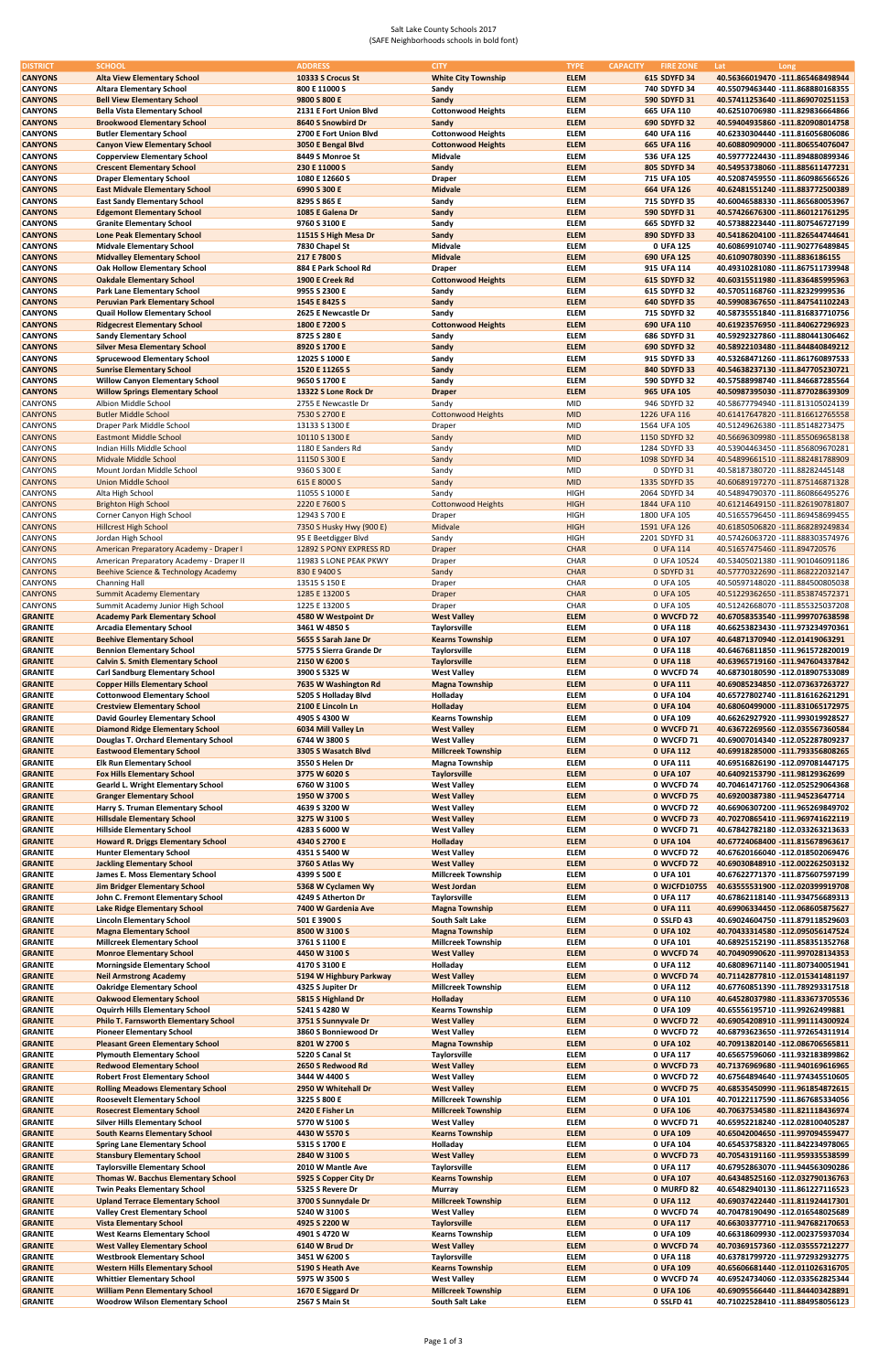Salt Lake County Schools 2017
(SAFE Neighborhoods schools in bold font)

| DISTRICT | SCHOOL | ADDRESS | CITY | TYPE | CAPACITY | FIRE ZONE | Lat | Long |
|---|---|---|---|---|---|---|---|---|
| **CANYONS** | **Alta View Elementary School** | **10333 S Crocus St** | **White City Township** | **ELEM** | **615** | **SDYFD 34** | **40.56366019470** | **-111.865468498944** |
| **CANYONS** | **Altara Elementary School** | **800 E 11000 S** | **Sandy** | **ELEM** | **740** | **SDYFD 34** | **40.55079463440** | **-111.868880168355** |
| **CANYONS** | **Bell View Elementary School** | **9800 S 800 E** | **Sandy** | **ELEM** | **590** | **SDYFD 31** | **40.57411253640** | **-111.869070251153** |
| **CANYONS** | **Bella Vista Elementary School** | **2131 E Fort Union Blvd** | **Cottonwood Heights** | **ELEM** | **665** | **UFA 110** | **40.62510706980** | **-111.829836664866** |
| **CANYONS** | **Brookwood Elementary School** | **8640 S Snowbird Dr** | **Sandy** | **ELEM** | **690** | **SDYFD 32** | **40.59404935860** | **-111.820908014758** |
| **CANYONS** | **Butler Elementary School** | **2700 E Fort Union Blvd** | **Cottonwood Heights** | **ELEM** | **640** | **UFA 116** | **40.62330304440** | **-111.816056806086** |
| **CANYONS** | **Canyon View Elementary School** | **3050 E Bengal Blvd** | **Cottonwood Heights** | **ELEM** | **665** | **UFA 116** | **40.60880909000** | **-111.806554076047** |
| **CANYONS** | **Copperview Elementary School** | **8449 S Monroe St** | **Midvale** | **ELEM** | **536** | **UFA 125** | **40.59777224430** | **-111.894880899346** |
| **CANYONS** | **Crescent Elementary School** | **230 E 11000 S** | **Sandy** | **ELEM** | **805** | **SDYFD 34** | **40.54953738060** | **-111.885611477231** |
| **CANYONS** | **Draper Elementary School** | **1080 E 12660 S** | **Draper** | **ELEM** | **715** | **UFA 105** | **40.52087459550** | **-111.860986566526** |
| **CANYONS** | **East Midvale Elementary School** | **6990 S 300 E** | **Midvale** | **ELEM** | **664** | **UFA 126** | **40.62481551240** | **-111.883772500389** |
| **CANYONS** | **East Sandy Elementary School** | **8295 S 865 E** | **Sandy** | **ELEM** | **715** | **SDYFD 35** | **40.60046588330** | **-111.865680053967** |
| **CANYONS** | **Edgemont Elementary School** | **1085 E Galena Dr** | **Sandy** | **ELEM** | **590** | **SDYFD 31** | **40.57426676300** | **-111.860121761295** |
| **CANYONS** | **Granite Elementary School** | **9760 S 3100 E** | **Sandy** | **ELEM** | **665** | **SDYFD 32** | **40.57388223440** | **-111.807546727199** |
| **CANYONS** | **Lone Peak Elementary School** | **11515 S High Mesa Dr** | **Sandy** | **ELEM** | **890** | **SDYFD 33** | **40.54186204100** | **-111.826544744641** |
| **CANYONS** | **Midvale Elementary School** | **7830 Chapel St** | **Midvale** | **ELEM** | **0** | **UFA 125** | **40.60869910740** | **-111.902776489845** |
| **CANYONS** | **Midvalley Elementary School** | **217 E 7800 S** | **Midvale** | **ELEM** | **690** | **UFA 125** | **40.61090780390** | **-111.8836186155** |
| **CANYONS** | **Oak Hollow Elementary School** | **884 E Park School Rd** | **Draper** | **ELEM** | **915** | **UFA 114** | **40.49310281080** | **-111.867511739948** |
| **CANYONS** | **Oakdale Elementary School** | **1900 E Creek Rd** | **Cottonwood Heights** | **ELEM** | **615** | **SDYFD 32** | **40.60315511980** | **-111.836485995963** |
| **CANYONS** | **Park Lane Elementary School** | **9955 S 2300 E** | **Sandy** | **ELEM** | **615** | **SDYFD 32** | **40.57051168760** | **-111.82329999536** |
| **CANYONS** | **Peruvian Park Elementary School** | **1545 E 8425 S** | **Sandy** | **ELEM** | **640** | **SDYFD 35** | **40.59908367650** | **-111.847541102243** |
| **CANYONS** | **Quail Hollow Elementary School** | **2625 E Newcastle Dr** | **Sandy** | **ELEM** | **715** | **SDYFD 32** | **40.58735551840** | **-111.816837710756** |
| **CANYONS** | **Ridgecrest Elementary School** | **1800 E 7200 S** | **Cottonwood Heights** | **ELEM** | **690** | **UFA 110** | **40.61923576950** | **-111.840627296923** |
| **CANYONS** | **Sandy Elementary School** | **8725 S 280 E** | **Sandy** | **ELEM** | **686** | **SDYFD 31** | **40.59292327860** | **-111.880441306462** |
| **CANYONS** | **Silver Mesa Elementary School** | **8920 S 1700 E** | **Sandy** | **ELEM** | **690** | **SDYFD 32** | **40.58922103480** | **-111.848840849212** |
| **CANYONS** | **Sprucewood Elementary School** | **12025 S 1000 E** | **Sandy** | **ELEM** | **915** | **SDYFD 33** | **40.53268471260** | **-111.861760897533** |
| **CANYONS** | **Sunrise Elementary School** | **1520 E 11265 S** | **Sandy** | **ELEM** | **840** | **SDYFD 33** | **40.54638237130** | **-111.847705230271** |
| **CANYONS** | **Willow Canyon Elementary School** | **9650 S 1700 E** | **Sandy** | **ELEM** | **590** | **SDYFD 32** | **40.57588998740** | **-111.846687285564** |
| **CANYONS** | **Willow Springs Elementary School** | **13322 S Lone Rock Dr** | **Draper** | **ELEM** | **965** | **UFA 105** | **40.50987395030** | **-111.877028639309** |
| CANYONS | Albion Middle School | 2755 E Newcastle Dr | Sandy | MID | 946 | SDYFD 32 | 40.58677794940 | -111.813105024139 |
| CANYONS | Butler Middle School | 7530 S 2700 E | Cottonwood Heights | MID | 1226 | UFA 116 | 40.61417647520 | -111.816612765558 |
| CANYONS | Draper Park Middle School | 13133 S 1300 E | Draper | MID | 1564 | UFA 105 | 40.51249626380 | -111.85148273475 |
| CANYONS | Eastmont Middle School | 10100 S 1300 E | Sandy | MID | 1150 | SDYFD 32 | 40.56696309980 | -111.855069658138 |
| CANYONS | Indian Hills Middle School | 1180 E Sanders Rd | Sandy | MID | 1284 | SDYFD 33 | 40.53904463450 | -111.856809670281 |
| CANYONS | Midvale Middle School | 11150 S 300 E | Sandy | MID | 1098 | SDYFD 34 | 40.54899661510 | -111.882481788909 |
| CANYONS | Mount Jordan Middle School | 9360 S 300 E | Sandy | MID | 0 | SDYFD 31 | 40.58187380720 | -111.88282445148 |
| CANYONS | Union Middle School | 615 E 8000 S | Sandy | MID | 1335 | SDYFD 35 | 40.60689197270 | -111.875146871328 |
| CANYONS | Alta High School | 11055 S 1000 E | Sandy | HIGH | 2064 | SDYFD 34 | 40.54894790370 | -111.860866495276 |
| CANYONS | Brighton High School | 2220 E 7600 S | Cottonwood Heights | HIGH | 1844 | UFA 110 | 40.61214649150 | -111.826190781807 |
| CANYONS | Corner Canyon High School | 12943 S 700 E | Draper | HIGH | 1800 | UFA 105 | 40.51655796450 | -111.869458699455 |
| CANYONS | Hillcrest High School | 7350 S Husky Hwy (900 E) | Midvale | HIGH | 1591 | UFA 126 | 40.61850506820 | -111.868289249834 |
| CANYONS | Jordan High School | 95 E Beetdigger Blvd | Sandy | HIGH | 2201 | SDYFD 31 | 40.57426063720 | -111.888303574976 |
| CANYONS | American Preparatory Academy - Draper I | 12892 S PONY EXPRESS RD | Draper | CHAR | 0 | UFA 114 | 40.51657475460 | -111.894720576 |
| CANYONS | American Preparatory Academy - Draper II | 11983 S LONE PEAK PKWY | Draper | CHAR | 0 | UFA 10524 | 40.53405021380 | -111.901046091186 |
| CANYONS | Beehive Science & Technology Academy | 830 E 9400 S | Sandy | CHAR | 0 | SDYFD 31 | 40.57770322690 | -111.868222032147 |
| CANYONS | Channing Hall | 13515 S 150 E | Draper | CHAR | 0 | UFA 105 | 40.50597148020 | -111.884500805038 |
| CANYONS | Summit Academy Elementary | 1285 E 13200 S | Draper | CHAR | 0 | UFA 105 | 40.51229362650 | -111.853874572371 |
| CANYONS | Summit Academy Junior High School | 1225 E 13200 S | Draper | CHAR | 0 | UFA 105 | 40.51242668070 | -111.855325037208 |
| **GRANITE** | **Academy Park Elementary School** | **4580 W Westpoint Dr** | **West Valley** | **ELEM** | **0** | **WVCFD 72** | **40.67058353540** | **-111.999707638598** |
| **GRANITE** | **Arcadia Elementary School** | **3461 W 4850 S** | **Taylorsville** | **ELEM** | **0** | **UFA 118** | **40.66253823430** | **-111.973234970361** |
| **GRANITE** | **Beehive Elementary School** | **5655 S Sarah Jane Dr** | **Kearns Township** | **ELEM** | **0** | **UFA 107** | **40.64871370940** | **-112.014190632391** |
| **GRANITE** | **Bennion Elementary School** | **5775 S Sierra Grande Dr** | **Taylorsville** | **ELEM** | **0** | **UFA 118** | **40.64676811850** | **-111.961572820019** |
| **GRANITE** | **Calvin S. Smith Elementary School** | **2150 W 6200 S** | **Taylorsville** | **ELEM** | **0** | **UFA 118** | **40.63965719160** | **-111.947604337842** |
| **GRANITE** | **Carl Sandburg Elementary School** | **3900 S 5325 W** | **West Valley** | **ELEM** | **0** | **WVCFD 74** | **40.68730180590** | **-112.018907533089** |
| **GRANITE** | **Copper Hills Elementary School** | **7635 W Washington Rd** | **Magna Township** | **ELEM** | **0** | **UFA 111** | **40.69085234850** | **-112.073637263727** |
| **GRANITE** | **Cottonwood Elementary School** | **5205 S Holladay Blvd** | **Holladay** | **ELEM** | **0** | **UFA 104** | **40.65727802740** | **-111.816162621291** |
| **GRANITE** | **Crestview Elementary School** | **2100 E Lincoln Ln** | **Holladay** | **ELEM** | **0** | **UFA 104** | **40.68060499000** | **-111.831065172975** |
| **GRANITE** | **David Gourley Elementary School** | **4905 S 4300 W** | **Kearns Township** | **ELEM** | **0** | **UFA 109** | **40.66262927920** | **-111.993019928527** |
| **GRANITE** | **Diamond Ridge Elementary School** | **6034 Mill Valley Ln** | **West Valley** | **ELEM** | **0** | **WVCFD 71** | **40.63672269560** | **-112.035567360584** |
| **GRANITE** | **Douglas T. Orchard Elementary School** | **6744 W 3800 S** | **West Valley** | **ELEM** | **0** | **WVCFD 71** | **40.69007014340** | **-112.052287809237** |
| **GRANITE** | **Eastwood Elementary School** | **3305 S Wasatch Blvd** | **Millcreek Township** | **ELEM** | **0** | **UFA 112** | **40.69918285000** | **-111.793356808265** |
| **GRANITE** | **Elk Run Elementary School** | **3550 S Helen Dr** | **Magna Township** | **ELEM** | **0** | **UFA 111** | **40.69516826190** | **-112.097081447175** |
| **GRANITE** | **Fox Hills Elementary School** | **3775 W 6020 S** | **Taylorsville** | **ELEM** | **0** | **UFA 107** | **40.64092153790** | **-111.98129362699** |
| **GRANITE** | **Gearld L. Wright Elementary School** | **6760 W 3100 S** | **West Valley** | **ELEM** | **0** | **WVCFD 74** | **40.70461471760** | **-112.052529064368** |
| **GRANITE** | **Granger Elementary School** | **1950 W 3700 S** | **West Valley** | **ELEM** | **0** | **WVCFD 75** | **40.69200387380** | **-111.94523647714** |
| **GRANITE** | **Harry S. Truman Elementary School** | **4639 S 3200 W** | **West Valley** | **ELEM** | **0** | **WVCFD 72** | **40.66906307200** | **-111.965269849702** |
| **GRANITE** | **Hillsdale Elementary School** | **3275 W 3100 S** | **West Valley** | **ELEM** | **0** | **WVCFD 73** | **40.70270865410** | **-111.969741622119** |
| **GRANITE** | **Hillside Elementary School** | **4283 S 6000 W** | **West Valley** | **ELEM** | **0** | **WVCFD 71** | **40.67842782180** | **-112.033263213633** |
| **GRANITE** | **Howard R. Driggs Elementary School** | **4340 S 2700 E** | **Holladay** | **ELEM** | **0** | **UFA 104** | **40.67724068400** | **-111.815678963617** |
| **GRANITE** | **Hunter Elementary School** | **4351 S 5400 W** | **West Valley** | **ELEM** | **0** | **WVCFD 72** | **40.67620166040** | **-112.018502069476** |
| **GRANITE** | **Jackling Elementary School** | **3760 S Atlas Wy** | **West Valley** | **ELEM** | **0** | **WVCFD 72** | **40.69030848910** | **-112.002262503132** |
| **GRANITE** | **James E. Moss Elementary School** | **4399 S 500 E** | **Millcreek Township** | **ELEM** | **0** | **UFA 101** | **40.67622771370** | **-111.875607597199** |
| **GRANITE** | **Jim Bridger Elementary School** | **5368 W Cyclamen Wy** | **West Jordan** | **ELEM** | **0** | **WJCFD10755** | **40.63555531900** | **-112.020399919708** |
| **GRANITE** | **John C. Fremont Elementary School** | **4249 S Atherton Dr** | **Taylorsville** | **ELEM** | **0** | **UFA 117** | **40.67862118140** | **-111.934756689313** |
| **GRANITE** | **Lake Ridge Elementary School** | **7400 W Gardenia Ave** | **Magna Township** | **ELEM** | **0** | **UFA 111** | **40.69906334450** | **-112.068605875627** |
| **GRANITE** | **Lincoln Elementary School** | **501 E 3900 S** | **South Salt Lake** | **ELEM** | **0** | **SSLFD 43** | **40.69024604750** | **-111.879118529603** |
| **GRANITE** | **Magna Elementary School** | **8500 W 3100 S** | **Magna Township** | **ELEM** | **0** | **UFA 102** | **40.70433314580** | **-112.095056147524** |
| **GRANITE** | **Millcreek Elementary School** | **3761 S 1100 E** | **Millcreek Township** | **ELEM** | **0** | **UFA 101** | **40.68925152190** | **-111.858351352768** |
| **GRANITE** | **Monroe Elementary School** | **4450 W 3100 S** | **West Valley** | **ELEM** | **0** | **WVCFD 74** | **40.70490990620** | **-111.997028134353** |
| **GRANITE** | **Morningside Elementary School** | **4170 S 3100 E** | **Holladay** | **ELEM** | **0** | **UFA 112** | **40.68089671140** | **-111.807340051941** |
| **GRANITE** | **Neil Armstrong Academy** | **5194 W Highbury Parkway** | **West Valley** | **ELEM** | **0** | **WVCFD 74** | **40.71142877810** | **-112.015341481197** |
| **GRANITE** | **Oakridge Elementary School** | **4325 S Jupiter Dr** | **Millcreek Township** | **ELEM** | **0** | **UFA 112** | **40.67760851390** | **-111.789293317518** |
| **GRANITE** | **Oakwood Elementary School** | **5815 S Highland Dr** | **Holladay** | **ELEM** | **0** | **UFA 110** | **40.64528037980** | **-111.833673705536** |
| **GRANITE** | **Oquirrh Hills Elementary School** | **5241 S 4280 W** | **Kearns Township** | **ELEM** | **0** | **UFA 109** | **40.65556195710** | **-111.99262499881** |
| **GRANITE** | **Philo T. Farnsworth Elementary School** | **3751 S Sunnyvale Dr** | **West Valley** | **ELEM** | **0** | **WVCFD 72** | **40.69054208910** | **-111.991114300924** |
| **GRANITE** | **Pioneer Elementary School** | **3860 S Bonniewood Dr** | **West Valley** | **ELEM** | **0** | **WVCFD 72** | **40.68793623650** | **-111.972654311914** |
| **GRANITE** | **Pleasant Green Elementary School** | **8201 W 2700 S** | **Magna Township** | **ELEM** | **0** | **UFA 102** | **40.70913820140** | **-112.086706565811** |
| **GRANITE** | **Plymouth Elementary School** | **5220 S Canal St** | **Taylorsville** | **ELEM** | **0** | **UFA 117** | **40.65657596060** | **-111.932183899862** |
| **GRANITE** | **Redwood Elementary School** | **2650 S Redwood Rd** | **West Valley** | **ELEM** | **0** | **WVCFD 73** | **40.71376969680** | **-111.940169616965** |
| **GRANITE** | **Robert Frost Elementary School** | **3444 W 4400 S** | **West Valley** | **ELEM** | **0** | **WVCFD 72** | **40.67564894640** | **-111.974345510605** |
| **GRANITE** | **Rolling Meadows Elementary School** | **2950 W Whitehall Dr** | **West Valley** | **ELEM** | **0** | **WVCFD 75** | **40.68535450990** | **-111.961854872615** |
| **GRANITE** | **Roosevelt Elementary School** | **3225 S 800 E** | **Millcreek Township** | **ELEM** | **0** | **UFA 101** | **40.70122117590** | **-111.867685334056** |
| **GRANITE** | **Rosecrest Elementary School** | **2420 E Fisher Ln** | **Millcreek Township** | **ELEM** | **0** | **UFA 106** | **40.70637534580** | **-111.821118436974** |
| **GRANITE** | **Silver Hills Elementary School** | **5770 W 5100 S** | **West Valley** | **ELEM** | **0** | **WVCFD 71** | **40.65952218240** | **-112.028100405287** |
| **GRANITE** | **South Kearns Elementary School** | **4430 W 5570 S** | **Kearns Township** | **ELEM** | **0** | **UFA 109** | **40.65042004650** | **-111.997094559477** |
| **GRANITE** | **Spring Lane Elementary School** | **5315 S 1700 E** | **Holladay** | **ELEM** | **0** | **UFA 104** | **40.65453758320** | **-111.842234978065** |
| **GRANITE** | **Stansbury Elementary School** | **2840 W 3100 S** | **West Valley** | **ELEM** | **0** | **WVCFD 73** | **40.70543191160** | **-111.959335538599** |
| **GRANITE** | **Taylorsville Elementary School** | **2010 W Mantle Ave** | **Taylorsville** | **ELEM** | **0** | **UFA 117** | **40.67952863070** | **-111.944563090286** |
| **GRANITE** | **Thomas W. Bacchus Elementary School** | **5925 S Copper City Dr** | **Kearns Township** | **ELEM** | **0** | **UFA 107** | **40.64348525160** | **-112.032790136763** |
| **GRANITE** | **Twin Peaks Elementary School** | **5325 S Revere Dr** | **Murray** | **ELEM** | **0** | **MURFD 82** | **40.65482940130** | **-111.861227116523** |
| **GRANITE** | **Upland Terrace Elementary School** | **3700 S Sunnydale Dr** | **Millcreek Township** | **ELEM** | **0** | **UFA 112** | **40.69037422440** | **-111.811924417301** |
| **GRANITE** | **Valley Crest Elementary School** | **5240 W 3100 S** | **West Valley** | **ELEM** | **0** | **WVCFD 74** | **40.70478190490** | **-112.016548025689** |
| **GRANITE** | **Vista Elementary School** | **4925 S 2200 W** | **Taylorsville** | **ELEM** | **0** | **UFA 117** | **40.66303377710** | **-111.947682170653** |
| **GRANITE** | **West Kearns Elementary School** | **4901 S 4720 W** | **Kearns Township** | **ELEM** | **0** | **UFA 109** | **40.66318609330** | **-112.002375937034** |
| **GRANITE** | **West Valley Elementary School** | **6140 W Brud Dr** | **West Valley** | **ELEM** | **0** | **WVCFD 74** | **40.70369157360** | **-112.035557212277** |
| **GRANITE** | **Westbrook Elementary School** | **3451 W 6200 S** | **Taylorsville** | **ELEM** | **0** | **UFA 118** | **40.63781799720** | **-111.972932932775** |
| **GRANITE** | **Western Hills Elementary School** | **5190 S Heath Ave** | **Kearns Township** | **ELEM** | **0** | **UFA 109** | **40.65606681440** | **-112.011026316705** |
| **GRANITE** | **Whittier Elementary School** | **5975 W 3500 S** | **West Valley** | **ELEM** | **0** | **WVCFD 74** | **40.69524734060** | **-112.033562825344** |
| **GRANITE** | **William Penn Elementary School** | **1670 E Siggard Dr** | **Millcreek Township** | **ELEM** | **0** | **UFA 106** | **40.69095566440** | **-111.844403428891** |
| **GRANITE** | **Woodrow Wilson Elementary School** | **2567 S Main St** | **South Salt Lake** | **ELEM** | **0** | **SSLFD 41** | **40.71022528410** | **-111.884958056123** |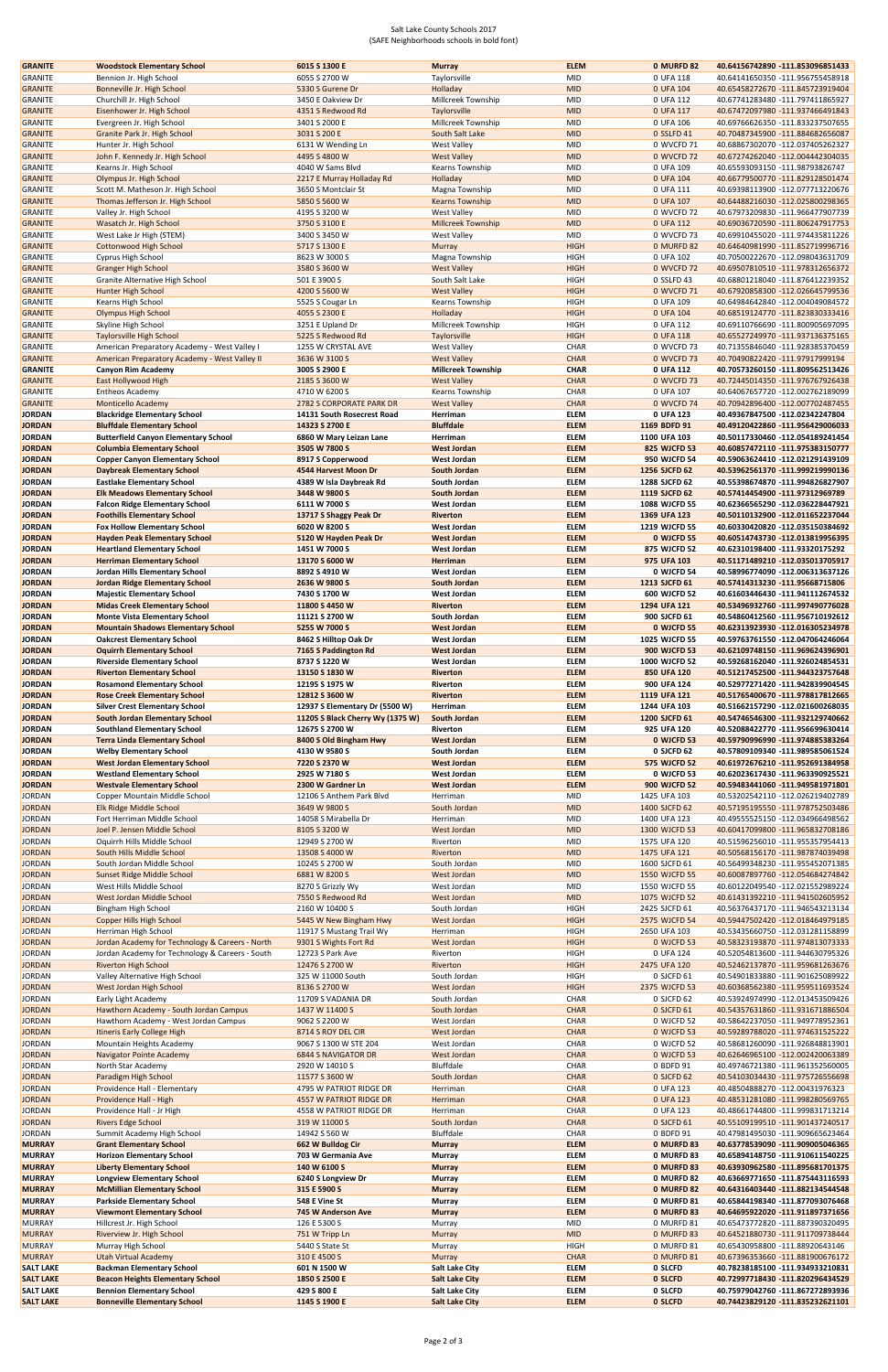Salt Lake County Schools 2017
(SAFE Neighborhoods schools in bold font)

| District | School | Address | City | Level | Code | Lat/Long |
|---|---|---|---|---|---|---|
| **GRANITE** | **Woodstock Elementary School** | **6015 S 1300 E** | **Murray** | **ELEM** | **0 MURFD 82** | **40.64156742890 -111.853096851433** |
| GRANITE | Bennion Jr. High School | 6055 S 2700 W | Taylorsville | MID | 0 UFA 118 | 40.64141650350 -111.956755458918 |
| **GRANITE** | Bonneville Jr. High School | 5330 S Gurene Dr | Holladay | MID | 0 UFA 104 | 40.65458272670 -111.845723919404 |
| GRANITE | Churchill Jr. High School | 3450 E Oakview Dr | Millcreek Township | MID | 0 UFA 112 | 40.67741283480 -111.797411865927 |
| **GRANITE** | Eisenhower Jr. High School | 4351 S Redwood Rd | Taylorsville | MID | 0 UFA 117 | 40.67472097980 -111.937466491843 |
| GRANITE | Evergreen Jr. High School | 3401 S 2000 E | Millcreek Township | MID | 0 UFA 106 | 40.69766626350 -111.833237507655 |
| **GRANITE** | Granite Park Jr. High School | 3031 S 200 E | South Salt Lake | MID | 0 SSLFD 41 | 40.70487345900 -111.884682656087 |
| GRANITE | Hunter Jr. High School | 6131 W Wending Ln | West Valley | MID | 0 WVCFD 71 | 40.68867302070 -112.037405262327 |
| **GRANITE** | John F. Kennedy Jr. High School | 4495 S 4800 W | West Valley | MID | 0 WVCFD 72 | 40.67274262040 -112.004442304035 |
| GRANITE | Kearns Jr. High School | 4040 W Sams Blvd | Kearns Township | MID | 0 UFA 109 | 40.65593093150 -111.987938267447 |
| **GRANITE** | Olympus Jr. High School | 2217 E Murray Holladay Rd | Holladay | MID | 0 UFA 104 | 40.66779500770 -111.829128501474 |
| GRANITE | Scott M. Matheson Jr. High School | 3650 S Montclair St | Magna Township | MID | 0 UFA 111 | 40.69398113900 -112.077713220676 |
| **GRANITE** | Thomas Jefferson Jr. High School | 5850 S 5600 W | Kearns Township | MID | 0 UFA 107 | 40.64488216030 -112.025800298365 |
| GRANITE | Valley Jr. High School | 4195 S 3200 W | West Valley | MID | 0 WVCFD 72 | 40.67973209830 -111.966477907739 |
| **GRANITE** | Wasatch Jr. High School | 3750 S 3100 E | Millcreek Township | MID | 0 UFA 112 | 40.69036720590 -111.806247917753 |
| GRANITE | West Lake Jr High (STEM) | 3400 S 3450 W | West Valley | MID | 0 WVCFD 73 | 40.69910455020 -111.974435811226 |
| **GRANITE** | Cottonwood High School | 5717 S 1300 E | Murray | HIGH | 0 MURFD 82 | 40.64640981990 -111.852719996716 |
| GRANITE | Cyprus High School | 8623 W 3000 S | Magna Township | HIGH | 0 UFA 102 | 40.70500222670 -112.098043631709 |
| **GRANITE** | Granger High School | 3580 S 3600 W | West Valley | HIGH | 0 WVCFD 72 | 40.69507810510 -111.978312656372 |
| GRANITE | Granite Alternative High School | 501 E 3900 S | South Salt Lake | HIGH | 0 SSLFD 43 | 40.68801218040 -111.876412239352 |
| **GRANITE** | Hunter High School | 4200 S 5600 W | West Valley | HIGH | 0 WVCFD 71 | 40.67920858300 -112.026645799536 |
| GRANITE | Kearns High School | 5525 S Cougar Ln | Kearns Township | HIGH | 0 UFA 109 | 40.64984642840 -112.004049084572 |
| **GRANITE** | Olympus High School | 4055 S 2300 E | Holladay | HIGH | 0 UFA 104 | 40.68519124770 -111.823830333416 |
| GRANITE | Skyline High School | 3251 E Upland Dr | Millcreek Township | HIGH | 0 UFA 112 | 40.69110766690 -111.800905697095 |
| **GRANITE** | Taylorsville High School | 5225 S Redwood Rd | Taylorsville | HIGH | 0 UFA 118 | 40.65527249970 -111.937136375165 |
| GRANITE | American Preparatory Academy - West Valley I | 1255 W CRYSTAL AVE | West Valley | CHAR | 0 WVCFD 73 | 40.71355846040 -111.928385370459 |
| **GRANITE** | American Preparatory Academy - West Valley II | 3636 W 3100 S | West Valley | CHAR | 0 WVCFD 73 | 40.70490822420 -111.979179991994 |
| **GRANITE** | **Canyon Rim Academy** | **3005 S 2900 E** | **Millcreek Township** | **CHAR** | **0 UFA 112** | **40.70573260150 -111.809562513426** |
| **GRANITE** | East Hollywood High | 2185 S 3600 W | West Valley | CHAR | 0 WVCFD 73 | 40.72445014350 -111.976767926438 |
| GRANITE | Entheos Academy | 4710 W 6200 S | Kearns Township | CHAR | 0 UFA 107 | 40.64067657720 -112.002762189099 |
| **GRANITE** | Monticello Academy | 2782 S CORPORATE PARK DR | West Valley | CHAR | 0 WVCFD 74 | 40.70942896400 -112.007702487455 |
| **JORDAN** | **Blackridge Elementary School** | **14131 South Rosecrest Road** | **Herriman** | **ELEM** | **0 UFA 123** | **40.49367847500 -112.02342247804** |
| **JORDAN** | **Bluffdale Elementary School** | **14323 S 2700 E** | **Bluffdale** | **ELEM** | **1169 BDFD 91** | **40.49120422860 -111.956429006033** |
| **JORDAN** | **Butterfield Canyon Elementary School** | **6860 W Mary Leizan Lane** | **Herriman** | **ELEM** | **1100 UFA 103** | **40.50117330460 -112.054189241454** |
| **JORDAN** | **Columbia Elementary School** | **3505 W 7800 S** | **West Jordan** | **ELEM** | **825 WJCFD 53** | **40.60857472110 -111.975383150777** |
| **JORDAN** | **Copper Canyon Elementary School** | **8917 S Copperwood** | **West Jordan** | **ELEM** | **950 WJCFD 54** | **40.59063624410 -112.021291439109** |
| **JORDAN** | **Daybreak Elementary School** | **4544 Harvest Moon Dr** | **South Jordan** | **ELEM** | **1256 SJCFD 62** | **40.53962561370 -111.999219990136** |
| **JORDAN** | **Eastlake Elementary School** | **4389 W Isla Daybreak Rd** | **South Jordan** | **ELEM** | **1288 SJCFD 62** | **40.55398674870 -111.994826827907** |
| **JORDAN** | **Elk Meadows Elementary School** | **3448 W 9800 S** | **South Jordan** | **ELEM** | **1119 SJCFD 62** | **40.57414454900 -111.97312969789** |
| **JORDAN** | **Falcon Ridge Elementary School** | **6111 W 7000 S** | **West Jordan** | **ELEM** | **1088 WJCFD 55** | **40.62366565290 -112.036228447921** |
| **JORDAN** | **Foothills Elementary School** | **13717 S Shaggy Peak Dr** | **Riverton** | **ELEM** | **1369 UFA 123** | **40.50110132900 -112.011652237044** |
| **JORDAN** | **Fox Hollow Elementary School** | **6020 W 8200 S** | **West Jordan** | **ELEM** | **1219 WJCFD 55** | **40.60330420820 -112.035150384692** |
| **JORDAN** | **Hayden Peak Elementary School** | **5120 W Hayden Peak Dr** | **West Jordan** | **ELEM** | **0 WJCFD 55** | **40.60514743730 -112.013819956395** |
| **JORDAN** | **Heartland Elementary School** | **1451 W 7000 S** | **West Jordan** | **ELEM** | **875 WJCFD 52** | **40.62310198400 -111.93320175292** |
| **JORDAN** | **Herriman Elementary School** | **13170 S 6000 W** | **Herriman** | **ELEM** | **975 UFA 103** | **40.51171489210 -112.035013705917** |
| **JORDAN** | **Jordan Hills Elementary School** | **8892 S 4910 W** | **West Jordan** | **ELEM** | **0 WJCFD 54** | **40.58996774090 -112.006313637126** |
| **JORDAN** | **Jordan Ridge Elementary School** | **2636 W 9800 S** | **South Jordan** | **ELEM** | **1213 SJCFD 61** | **40.57414313230 -111.95668715806** |
| **JORDAN** | **Majestic Elementary School** | **7430 S 1700 W** | **West Jordan** | **ELEM** | **600 WJCFD 52** | **40.61603446430 -111.941112674532** |
| **JORDAN** | **Midas Creek Elementary School** | **11800 S 4450 W** | **Riverton** | **ELEM** | **1294 UFA 121** | **40.53496932760 -111.997490776028** |
| **JORDAN** | **Monte Vista Elementary School** | **11121 S 2700 W** | **South Jordan** | **ELEM** | **900 SJCFD 61** | **40.54860412560 -111.956710192612** |
| **JORDAN** | **Mountain Shadows Elementary School** | **5255 W 7000 S** | **West Jordan** | **ELEM** | **0 WJCFD 55** | **40.62313923930 -112.016305234978** |
| **JORDAN** | **Oakcrest Elementary School** | **8462 S Hilltop Oak Dr** | **West Jordan** | **ELEM** | **1025 WJCFD 55** | **40.59763761550 -112.047064246664** |
| **JORDAN** | **Oquirrh Elementary School** | **7165 S Paddington Rd** | **West Jordan** | **ELEM** | **900 WJCFD 53** | **40.62109748150 -111.969624396901** |
| **JORDAN** | **Riverside Elementary School** | **8737 S 1220 W** | **West Jordan** | **ELEM** | **1000 WJCFD 52** | **40.59268162040 -111.926024854531** |
| **JORDAN** | **Riverton Elementary School** | **13150 S 1830 W** | **Riverton** | **ELEM** | **850 UFA 120** | **40.51217452500 -111.944323757648** |
| **JORDAN** | **Rosamond Elementary School** | **12195 S 1975 W** | **Riverton** | **ELEM** | **900 UFA 124** | **40.52977271420 -111.942839904545** |
| **JORDAN** | **Rose Creek Elementary School** | **12812 S 3600 W** | **Riverton** | **ELEM** | **1119 UFA 121** | **40.51765400670 -111.978817812665** |
| **JORDAN** | **Silver Crest Elementary School** | **12937 S Elementary Dr (5500 W)** | **Herriman** | **ELEM** | **1244 UFA 103** | **40.51662157290 -112.021600268035** |
| **JORDAN** | **South Jordan Elementary School** | **11205 S Black Cherry Wy (1375 W)** | **South Jordan** | **ELEM** | **1200 SJCFD 61** | **40.54746546300 -111.932129740662** |
| **JORDAN** | **Southland Elementary School** | **12675 S 2700 W** | **Riverton** | **ELEM** | **925 UFA 120** | **40.52088422770 -111.956699630414** |
| **JORDAN** | **Terra Linda Elementary School** | **8400 S Old Bingham Hwy** | **West Jordan** | **ELEM** | **0 WJCFD 53** | **40.59790996990 -111.974885383264** |
| **JORDAN** | **Welby Elementary School** | **4130 W 9580 S** | **South Jordan** | **ELEM** | **0 SJCFD 62** | **40.57809109340 -111.989585061524** |
| **JORDAN** | **West Jordan Elementary School** | **7220 S 2370 W** | **West Jordan** | **ELEM** | **575 WJCFD 52** | **40.61972676210 -111.952691384958** |
| **JORDAN** | **Westland Elementary School** | **2925 W 7180 S** | **West Jordan** | **ELEM** | **0 WJCFD 53** | **40.62023617430 -111.963390925521** |
| **JORDAN** | **Westvale Elementary School** | **2300 W Gardner Ln** | **West Jordan** | **ELEM** | **900 WJCFD 52** | **40.59483441060 -111.949581971801** |
| JORDAN | Copper Mountain Middle School | 12106 S Anthem Park Blvd | Herriman | MID | 1425 UFA 103 | 40.53202542110 -112.026219402789 |
| **JORDAN** | Elk Ridge Middle School | 3649 W 9800 S | South Jordan | MID | 1400 SJCFD 62 | 40.57195195550 -111.978752503486 |
| JORDAN | Fort Herriman Middle School | 14058 S Mirabella Dr | Herriman | MID | 1400 UFA 123 | 40.49555525150 -112.034966498562 |
| **JORDAN** | Joel P. Jensen Middle School | 8105 S 3200 W | West Jordan | MID | 1300 WJCFD 53 | 40.60417099800 -111.965832708186 |
| JORDAN | Oquirrh Hills Middle School | 12949 S 2700 W | Riverton | MID | 1575 UFA 120 | 40.51596256010 -111.955357954413 |
| **JORDAN** | South Hills Middle School | 13508 S 4000 W | Riverton | MID | 1475 UFA 121 | 40.50568156170 -111.987874039498 |
| JORDAN | South Jordan Middle School | 10245 S 2700 W | South Jordan | MID | 1600 SJCFD 61 | 40.56499348230 -111.955452071385 |
| **JORDAN** | Sunset Ridge Middle School | 6881 W 8200 S | West Jordan | MID | 1550 WJCFD 55 | 40.60087897760 -112.054684274842 |
| JORDAN | West Hills Middle School | 8270 S Grizzly Wy | West Jordan | MID | 1550 WJCFD 55 | 40.60122049540 -112.021552989224 |
| **JORDAN** | West Jordan Middle School | 7550 S Redwood Rd | West Jordan | MID | 1075 WJCFD 52 | 40.61431392210 -111.941502605952 |
| JORDAN | Bingham High School | 2160 W 10400 S | South Jordan | HIGH | 2425 SJCFD 61 | 40.56376437170 -111.946543213134 |
| **JORDAN** | Copper Hills High School | 5445 W New Bingham Hwy | West Jordan | HIGH | 2575 WJCFD 54 | 40.59447502420 -112.018464979185 |
| JORDAN | Herriman High School | 11917 S Mustang Trail Wy | Herriman | HIGH | 2650 UFA 103 | 40.53435660750 -112.031281158899 |
| **JORDAN** | Jordan Academy for Technology & Careers - North | 9301 S Wights Fort Rd | West Jordan | HIGH | 0 WJCFD 53 | 40.58323193870 -111.974813073333 |
| JORDAN | Jordan Academy for Technology & Careers - South | 12723 S Park Ave | Riverton | HIGH | 0 UFA 124 | 40.52054813600 -111.944630795326 |
| **JORDAN** | Riverton High School | 12476 S 2700 W | Riverton | HIGH | 2475 UFA 120 | 40.52462137870 -111.959681263676 |
| JORDAN | Valley Alternative High School | 325 W 11000 South | South Jordan | HIGH | 0 SJCFD 61 | 40.54901833880 -111.901625089922 |
| **JORDAN** | West Jordan High School | 8136 S 2700 W | West Jordan | HIGH | 2375 WJCFD 53 | 40.60368562380 -111.959511693524 |
| JORDAN | Early Light Academy | 11709 S VADANIA DR | South Jordan | CHAR | 0 SJCFD 62 | 40.53924974990 -112.013453509426 |
| **JORDAN** | Hawthorn Academy - South Jordan Campus | 1437 W 11400 S | South Jordan | CHAR | 0 SJCFD 61 | 40.54357631860 -111.931671886504 |
| JORDAN | Hawthorn Academy - West Jordan Campus | 9062 S 2200 W | West Jordan | CHAR | 0 WJCFD 52 | 40.58642237050 -111.949778952361 |
| **JORDAN** | Itineris Early College High | 8714 S ROY DEL CIR | West Jordan | CHAR | 0 WJCFD 53 | 40.59289788020 -111.974631525222 |
| JORDAN | Mountain Heights Academy | 9067 S 1300 W STE 204 | West Jordan | CHAR | 0 WJCFD 52 | 40.58681260090 -111.926848813901 |
| **JORDAN** | Navigator Pointe Academy | 6844 S NAVIGATOR DR | West Jordan | CHAR | 0 WJCFD 53 | 40.62646965100 -112.002420063389 |
| JORDAN | North Star Academy | 2920 W 14010 S | Bluffdale | CHAR | 0 BDFD 91 | 40.49746721380 -111.961352560005 |
| **JORDAN** | Paradigm High School | 11577 S 3600 W | South Jordan | CHAR | 0 SJCFD 62 | 40.54103034430 -111.975726556698 |
| JORDAN | Providence Hall - Elementary | 4795 W PATRIOT RIDGE DR | Herriman | CHAR | 0 UFA 123 | 40.48504888270 -112.00431976323 |
| **JORDAN** | Providence Hall - High | 4557 W PATRIOT RIDGE DR | Herriman | CHAR | 0 UFA 123 | 40.48531281080 -111.998280569765 |
| JORDAN | Providence Hall - Jr High | 4558 W PATRIOT RIDGE DR | Herriman | CHAR | 0 UFA 123 | 40.48661744800 -111.999831713214 |
| **JORDAN** | Rivers Edge School | 319 W 11000 S | South Jordan | CHAR | 0 SJCFD 61 | 40.55109199510 -111.901437240517 |
| JORDAN | Summit Academy High School | 14942 S 560 W | Bluffdale | CHAR | 0 BDFD 91 | 40.47981495030 -111.909665623464 |
| **MURRAY** | **Grant Elementary School** | **662 W Bulldog Cir** | **Murray** | **ELEM** | **0 MURFD 83** | **40.63778539090 -111.909005046365** |
| **MURRAY** | **Horizon Elementary School** | **703 W Germania Ave** | **Murray** | **ELEM** | **0 MURFD 83** | **40.65894148750 -111.910611540225** |
| **MURRAY** | **Liberty Elementary School** | **140 W 6100 S** | **Murray** | **ELEM** | **0 MURFD 83** | **40.63930962580 -111.895681701375** |
| **MURRAY** | **Longview Elementary School** | **6240 S Longview Dr** | **Murray** | **ELEM** | **0 MURFD 82** | **40.63669771650 -111.875443116593** |
| **MURRAY** | **McMillan Elementary School** | **315 E 5900 S** | **Murray** | **ELEM** | **0 MURFD 82** | **40.64316403440 -111.882134544548** |
| **MURRAY** | **Parkside Elementary School** | **548 E Vine St** | **Murray** | **ELEM** | **0 MURFD 81** | **40.65844198340 -111.877093076468** |
| **MURRAY** | **Viewmont Elementary School** | **745 W Anderson Ave** | **Murray** | **ELEM** | **0 MURFD 83** | **40.64695922020 -111.911897371656** |
| MURRAY | Hillcrest Jr. High School | 126 E 5300 S | Murray | MID | 0 MURFD 81 | 40.65473772820 -111.887390320495 |
| **MURRAY** | Riverview Jr. High School | 751 W Tripp Ln | Murray | MID | 0 MURFD 83 | 40.64521880730 -111.911709738444 |
| MURRAY | Murray High School | 5440 S State St | Murray | HIGH | 0 MURFD 81 | 40.65430958800 -111.88920643146 |
| **MURRAY** | Utah Virtual Academy | 310 E 4500 S | Murray | CHAR | 0 MURFD 81 | 40.67396353660 -111.881900676172 |
| **SALT LAKE** | **Backman Elementary School** | **601 N 1500 W** | **Salt Lake City** | **ELEM** | **0 SLCFD** | **40.78238185100 -111.934933210831** |
| **SALT LAKE** | **Beacon Heights Elementary School** | **1850 S 2500 E** | **Salt Lake City** | **ELEM** | **0 SLCFD** | **40.72997718430 -111.820296436529** |
| **SALT LAKE** | **Bennion Elementary School** | **429 S 800 E** | **Salt Lake City** | **ELEM** | **0 SLCFD** | **40.75979042760 -111.867272893936** |
| **SALT LAKE** | **Bonneville Elementary School** | **1145 S 1900 E** | **Salt Lake City** | **ELEM** | **0 SLCFD** | **40.74423829120 -111.835232621101** |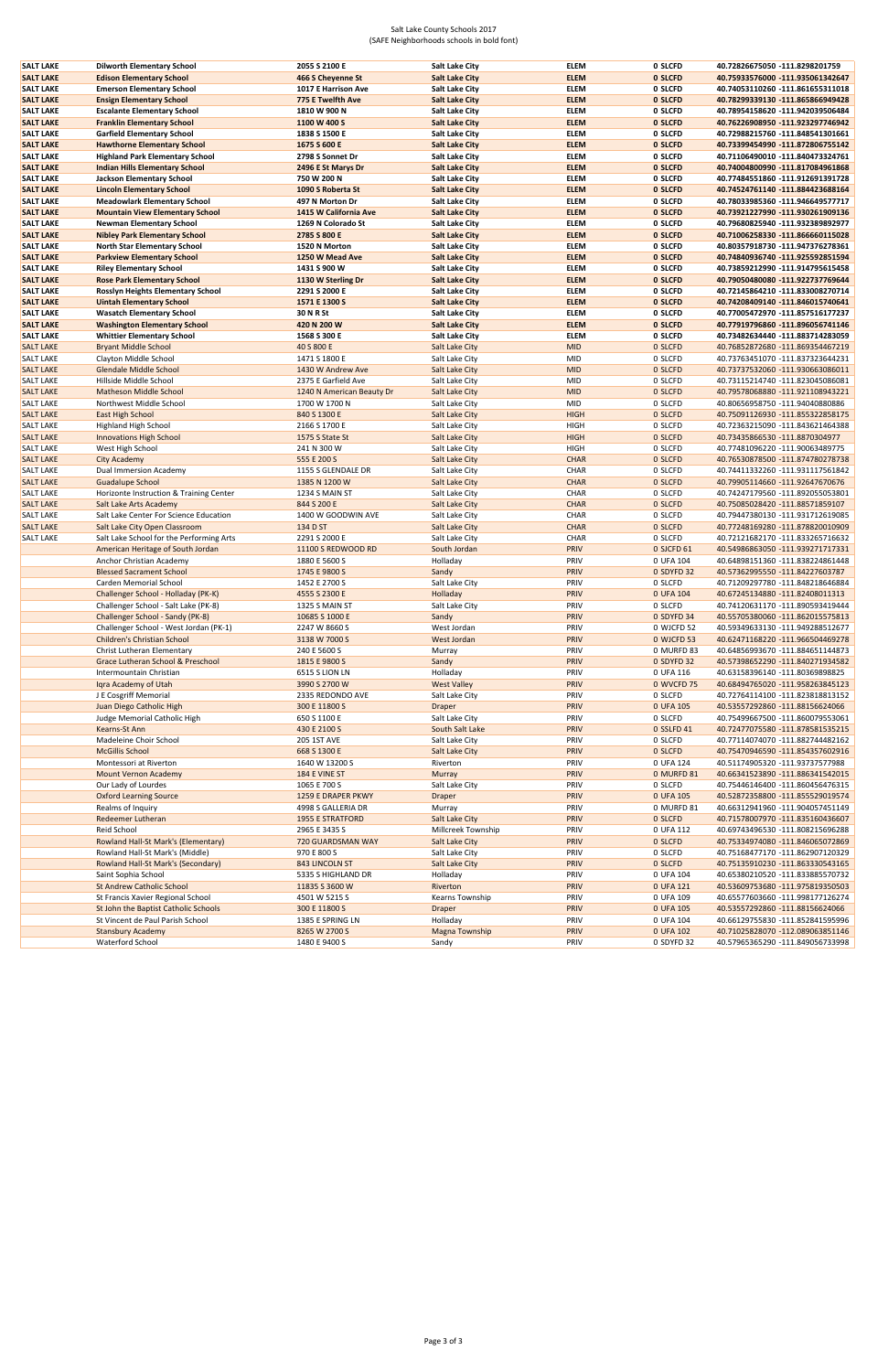Salt Lake County Schools 2017
(SAFE Neighborhoods schools in bold font)

| | | | | | | |
|---|---|---|---|---|---|---|
| **SALT LAKE** | **Dilworth Elementary School** | **2055 S 2100 E** | **Salt Lake City** | **ELEM** | **0 SLCFD** | **40.72826675050 -111.8298201759** |
| **SALT LAKE** | **Edison Elementary School** | **466 S Cheyenne St** | **Salt Lake City** | **ELEM** | **0 SLCFD** | **40.75933576000 -111.935061342647** |
| **SALT LAKE** | **Emerson Elementary School** | **1017 E Harrison Ave** | **Salt Lake City** | **ELEM** | **0 SLCFD** | **40.74053110260 -111.861655311018** |
| **SALT LAKE** | **Ensign Elementary School** | **775 E Twelfth Ave** | **Salt Lake City** | **ELEM** | **0 SLCFD** | **40.78299339130 -111.865869494928** |
| **SALT LAKE** | **Escalante Elementary School** | **1810 W 900 N** | **Salt Lake City** | **ELEM** | **0 SLCFD** | **40.78954158620 -111.942039506484** |
| **SALT LAKE** | **Franklin Elementary School** | **1100 W 400 S** | **Salt Lake City** | **ELEM** | **0 SLCFD** | **40.76226908950 -111.923297746942** |
| **SALT LAKE** | **Garfield Elementary School** | **1838 S 1500 E** | **Salt Lake City** | **ELEM** | **0 SLCFD** | **40.72988215760 -111.848541301661** |
| **SALT LAKE** | **Hawthorne Elementary School** | **1675 S 600 E** | **Salt Lake City** | **ELEM** | **0 SLCFD** | **40.73399454990 -111.872806755142** |
| **SALT LAKE** | **Highland Park Elementary School** | **2798 S Sonnet Dr** | **Salt Lake City** | **ELEM** | **0 SLCFD** | **40.71106490010 -111.840473324761** |
| **SALT LAKE** | **Indian Hills Elementary School** | **2496 E St Marys Dr** | **Salt Lake City** | **ELEM** | **0 SLCFD** | **40.74004800990 -111.817084961868** |
| **SALT LAKE** | **Jackson Elementary School** | **750 W 200 N** | **Salt Lake City** | **ELEM** | **0 SLCFD** | **40.77484551860 -111.912691391728** |
| **SALT LAKE** | **Lincoln Elementary School** | **1090 S Roberta St** | **Salt Lake City** | **ELEM** | **0 SLCFD** | **40.74524761140 -111.884423688164** |
| **SALT LAKE** | **Meadowlark Elementary School** | **497 N Morton Dr** | **Salt Lake City** | **ELEM** | **0 SLCFD** | **40.78033985360 -111.946649577717** |
| **SALT LAKE** | **Mountain View Elementary School** | **1415 W California Ave** | **Salt Lake City** | **ELEM** | **0 SLCFD** | **40.73921227990 -111.930261909136** |
| **SALT LAKE** | **Newman Elementary School** | **1269 N Colorado St** | **Salt Lake City** | **ELEM** | **0 SLCFD** | **40.79680825940 -111.932389892977** |
| **SALT LAKE** | **Nibley Park Elementary School** | **2785 S 800 E** | **Salt Lake City** | **ELEM** | **0 SLCFD** | **40.71006258330 -111.866660115028** |
| **SALT LAKE** | **North Star Elementary School** | **1520 N Morton** | **Salt Lake City** | **ELEM** | **0 SLCFD** | **40.80357918730 -111.947376278361** |
| **SALT LAKE** | **Parkview Elementary School** | **1250 W Mead Ave** | **Salt Lake City** | **ELEM** | **0 SLCFD** | **40.74840936740 -111.925592851594** |
| **SALT LAKE** | **Riley Elementary School** | **1431 S 900 W** | **Salt Lake City** | **ELEM** | **0 SLCFD** | **40.73859212990 -111.914795615458** |
| **SALT LAKE** | **Rose Park Elementary School** | **1130 W Sterling Dr** | **Salt Lake City** | **ELEM** | **0 SLCFD** | **40.79050480080 -111.922737769644** |
| **SALT LAKE** | **Rosslyn Heights Elementary School** | **2291 S 2000 E** | **Salt Lake City** | **ELEM** | **0 SLCFD** | **40.72145864210 -111.833008270714** |
| **SALT LAKE** | **Uintah Elementary School** | **1571 E 1300 S** | **Salt Lake City** | **ELEM** | **0 SLCFD** | **40.74208409140 -111.846015740641** |
| **SALT LAKE** | **Wasatch Elementary School** | **30 N R St** | **Salt Lake City** | **ELEM** | **0 SLCFD** | **40.77005472970 -111.857516177237** |
| **SALT LAKE** | **Washington Elementary School** | **420 N 200 W** | **Salt Lake City** | **ELEM** | **0 SLCFD** | **40.77919796860 -111.896056741146** |
| **SALT LAKE** | **Whittier Elementary School** | **1568 S 300 E** | **Salt Lake City** | **ELEM** | **0 SLCFD** | **40.73482634440 -111.883714283059** |
| SALT LAKE | Bryant Middle School | 40 S 800 E | Salt Lake City | MID | 0 SLCFD | 40.76852872680 -111.869354467219 |
| SALT LAKE | Clayton Middle School | 1471 S 1800 E | Salt Lake City | MID | 0 SLCFD | 40.73763451070 -111.837323644231 |
| SALT LAKE | Glendale Middle School | 1430 W Andrew Ave | Salt Lake City | MID | 0 SLCFD | 40.73737532060 -111.930663086011 |
| SALT LAKE | Hillside Middle School | 2375 E Garfield Ave | Salt Lake City | MID | 0 SLCFD | 40.73115214740 -111.823045086081 |
| SALT LAKE | Matheson Middle School | 1240 N American Beauty Dr | Salt Lake City | MID | 0 SLCFD | 40.79578068880 -111.921108943221 |
| SALT LAKE | Northwest Middle School | 1700 W 1700 N | Salt Lake City | MID | 0 SLCFD | 40.80656958750 -111.94040880886 |
| SALT LAKE | East High School | 840 S 1300 E | Salt Lake City | HIGH | 0 SLCFD | 40.75091126930 -111.855322858175 |
| SALT LAKE | Highland High School | 2166 S 1700 E | Salt Lake City | HIGH | 0 SLCFD | 40.72363215090 -111.843621464388 |
| SALT LAKE | Innovations High School | 1575 S State St | Salt Lake City | HIGH | 0 SLCFD | 40.73435866530 -111.8870304977 |
| SALT LAKE | West High School | 241 N 300 W | Salt Lake City | HIGH | 0 SLCFD | 40.77481096220 -111.90063489775 |
| SALT LAKE | City Academy | 555 E 200 S | Salt Lake City | CHAR | 0 SLCFD | 40.76530878500 -111.874780278738 |
| SALT LAKE | Dual Immersion Academy | 1155 S GLENDALE DR | Salt Lake City | CHAR | 0 SLCFD | 40.74411332260 -111.931117561842 |
| SALT LAKE | Guadalupe School | 1385 N 1200 W | Salt Lake City | CHAR | 0 SLCFD | 40.79905114660 -111.92647670676 |
| SALT LAKE | Horizonte Instruction & Training Center | 1234 S MAIN ST | Salt Lake City | CHAR | 0 SLCFD | 40.74247179560 -111.892055053801 |
| SALT LAKE | Salt Lake Arts Academy | 844 S 200 E | Salt Lake City | CHAR | 0 SLCFD | 40.75085028420 -111.88571859107 |
| SALT LAKE | Salt Lake Center For Science Education | 1400 W GOODWIN AVE | Salt Lake City | CHAR | 0 SLCFD | 40.79447380130 -111.931712619085 |
| SALT LAKE | Salt Lake City Open Classroom | 134 D ST | Salt Lake City | CHAR | 0 SLCFD | 40.77248169280 -111.878820010909 |
| SALT LAKE | Salt Lake School for the Performing Arts | 2291 S 2000 E | Salt Lake City | CHAR | 0 SLCFD | 40.72121682170 -111.833265716632 |
| | American Heritage of South Jordan | 11100 S REDWOOD RD | South Jordan | PRIV | 0 SJCFD 61 | 40.54986863050 -111.939271717331 |
| | Anchor Christian Academy | 1880 E 5600 S | Holladay | PRIV | 0 UFA 104 | 40.64898151360 -111.838224861448 |
| | Blessed Sacrament School | 1745 E 9800 S | Sandy | PRIV | 0 SDYFD 32 | 40.57362995550 -111.84227603787 |
| | Carden Memorial School | 1452 E 2700 S | Salt Lake City | PRIV | 0 SLCFD | 40.71209297780 -111.848218646884 |
| | Challenger School - Holladay (PK-K) | 4555 S 2300 E | Holladay | PRIV | 0 UFA 104 | 40.67245134880 -111.82408011313 |
| | Challenger School - Salt Lake (PK-8) | 1325 S MAIN ST | Salt Lake City | PRIV | 0 SLCFD | 40.74120631170 -111.890593419444 |
| | Challenger School - Sandy (PK-8) | 10685 S 1000 E | Sandy | PRIV | 0 SDYFD 34 | 40.55705380060 -111.862015575813 |
| | Challenger School - West Jordan (PK-1) | 2247 W 8660 S | West Jordan | PRIV | 0 WJCFD 52 | 40.59349633130 -111.949288512677 |
| | Children's Christian School | 3138 W 7000 S | West Jordan | PRIV | 0 WJCFD 53 | 40.62471168220 -111.966504469278 |
| | Christ Lutheran Elementary | 240 E 5600 S | Murray | PRIV | 0 MURFD 83 | 40.64856993670 -111.884651144873 |
| | Grace Lutheran School & Preschool | 1815 E 9800 S | Sandy | PRIV | 0 SDYFD 32 | 40.57398652290 -111.840271934582 |
| | Intermountain Christian | 6515 S LION LN | Holladay | PRIV | 0 UFA 116 | 40.63158396140 -111.80369898825 |
| | Iqra Academy of Utah | 3990 S 2700 W | West Valley | PRIV | 0 WVCFD 75 | 40.68494765020 -111.958263845123 |
| | J E Cosgriff Memorial | 2335 REDONDO AVE | Salt Lake City | PRIV | 0 SLCFD | 40.72764114100 -111.823818813152 |
| | Juan Diego Catholic High | 300 E 11800 S | Draper | PRIV | 0 UFA 105 | 40.53557292860 -111.88156624066 |
| | Judge Memorial Catholic High | 650 S 1100 E | Salt Lake City | PRIV | 0 SLCFD | 40.75499667500 -111.860079553061 |
| | Kearns-St Ann | 430 E 2100 S | South Salt Lake | PRIV | 0 SSLFD 41 | 40.72477075580 -111.878581535215 |
| | Madeleine Choir School | 205 1ST AVE | Salt Lake City | PRIV | 0 SLCFD | 40.77114074070 -111.882744482162 |
| | McGillis School | 668 S 1300 E | Salt Lake City | PRIV | 0 SLCFD | 40.75470946590 -111.854357602916 |
| | Montessori at Riverton | 1640 W 13200 S | Riverton | PRIV | 0 UFA 124 | 40.51174905320 -111.93737577988 |
| | Mount Vernon Academy | 184 E VINE ST | Murray | PRIV | 0 MURFD 81 | 40.66341523890 -111.886341542015 |
| | Our Lady of Lourdes | 1065 E 700 S | Salt Lake City | PRIV | 0 SLCFD | 40.75446146400 -111.860456476315 |
| | Oxford Learning Source | 1259 E DRAPER PKWY | Draper | PRIV | 0 UFA 105 | 40.52872358800 -111.855529019574 |
| | Realms of Inquiry | 4998 S GALLERIA DR | Murray | PRIV | 0 MURFD 81 | 40.66312941960 -111.904057451149 |
| | Redeemer Lutheran | 1955 E STRATFORD | Salt Lake City | PRIV | 0 SLCFD | 40.71578007970 -111.835160436607 |
| | Reid School | 2965 E 3435 S | Millcreek Township | PRIV | 0 UFA 112 | 40.69743496530 -111.808215696288 |
| | Rowland Hall-St Mark's (Elementary) | 720 GUARDSMAN WAY | Salt Lake City | PRIV | 0 SLCFD | 40.75334974080 -111.846065072869 |
| | Rowland Hall-St Mark's (Middle) | 970 E 800 S | Salt Lake City | PRIV | 0 SLCFD | 40.75168477170 -111.862907120329 |
| | Rowland Hall-St Mark's (Secondary) | 843 LINCOLN ST | Salt Lake City | PRIV | 0 SLCFD | 40.75135910230 -111.863330543165 |
| | Saint Sophia School | 5335 S HIGHLAND DR | Holladay | PRIV | 0 UFA 104 | 40.65380210520 -111.833885570732 |
| | St Andrew Catholic School | 11835 S 3600 W | Riverton | PRIV | 0 UFA 121 | 40.53609753680 -111.975819350503 |
| | St Francis Xavier Regional School | 4501 W 5215 S | Kearns Township | PRIV | 0 UFA 109 | 40.65577603660 -111.998177126274 |
| | St John the Baptist Catholic Schools | 300 E 11800 S | Draper | PRIV | 0 UFA 105 | 40.53557292860 -111.88156624066 |
| | St Vincent de Paul Parish School | 1385 E SPRING LN | Holladay | PRIV | 0 UFA 104 | 40.66129755830 -111.852841595996 |
| | Stansbury Academy | 8265 W 2700 S | Magna Township | PRIV | 0 UFA 102 | 40.71025828070 -112.089063851146 |
| | Waterford School | 1480 E 9400 S | Sandy | PRIV | 0 SDYFD 32 | 40.57965365290 -111.849056733998 |